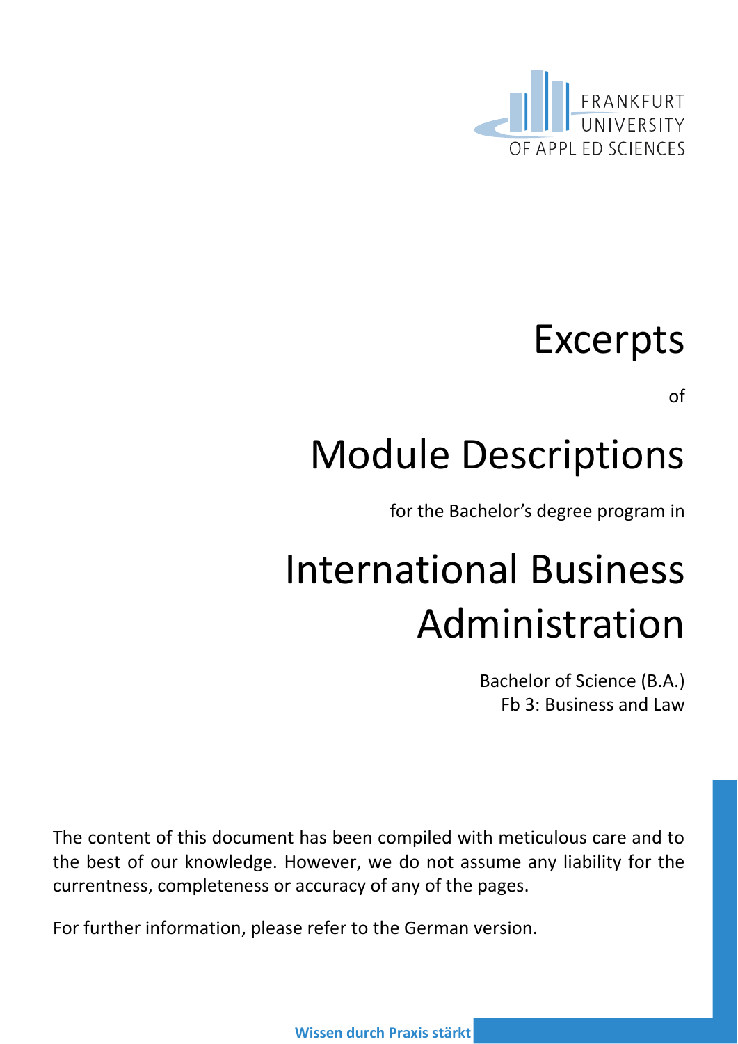FRANKFURT UNIVERSITY OF APPLIED SCIENCES

# Excerpts

of

# Module Descriptions

for the Bachelor's degree program in

# International Business Administration

Bachelor of Science (B.A.)
Fb 3: Business and Law

The content of this document has been compiled with meticulous care and to the best of our knowledge. However, we do not assume any liability for the currentness, completeness or accuracy of any of the pages.

For further information, please refer to the German version.

**Wissen durch Praxis stärkt**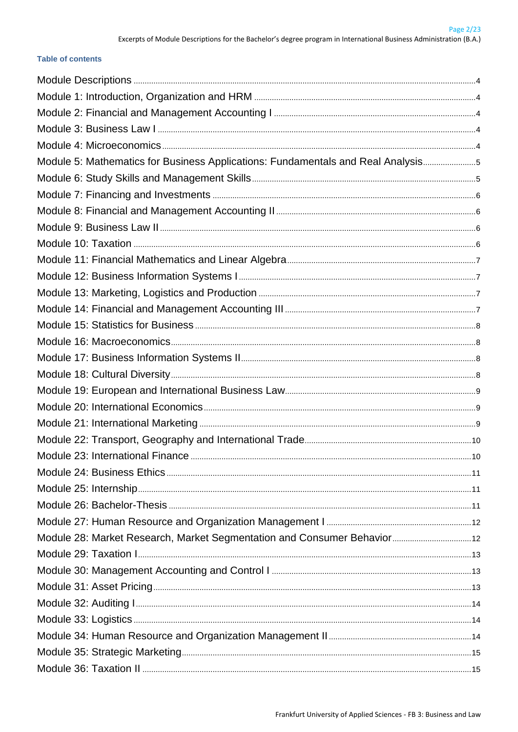### Table of contents

| | |
|---|---|
| Module Descriptions | 4 |
| Module 1: Introduction, Organization and HRM | 4 |
| Module 2: Financial and Management Accounting I | 4 |
| Module 3: Business Law I | 4 |
| Module 4: Microeconomics | 4 |
| Module 5: Mathematics for Business Applications: Fundamentals and Real Analysis | 5 |
| Module 6: Study Skills and Management Skills | 5 |
| Module 7: Financing and Investments | 6 |
| Module 8: Financial and Management Accounting II | 6 |
| Module 9: Business Law II | 6 |
| Module 10: Taxation | 6 |
| Module 11: Financial Mathematics and Linear Algebra | 7 |
| Module 12: Business Information Systems I | 7 |
| Module 13: Marketing, Logistics and Production | 7 |
| Module 14: Financial and Management Accounting III | 7 |
| Module 15: Statistics for Business | 8 |
| Module 16: Macroeconomics | 8 |
| Module 17: Business Information Systems II | 8 |
| Module 18: Cultural Diversity | 8 |
| Module 19: European and International Business Law | 9 |
| Module 20: International Economics | 9 |
| Module 21: International Marketing | 9 |
| Module 22: Transport, Geography and International Trade | 10 |
| Module 23: International Finance | 10 |
| Module 24: Business Ethics | 11 |
| Module 25: Internship | 11 |
| Module 26: Bachelor-Thesis | 11 |
| Module 27: Human Resource and Organization Management I | 12 |
| Module 28: Market Research, Market Segmentation and Consumer Behavior | 12 |
| Module 29: Taxation I | 13 |
| Module 30: Management Accounting and Control I | 13 |
| Module 31: Asset Pricing | 13 |
| Module 32: Auditing I | 14 |
| Module 33: Logistics | 14 |
| Module 34: Human Resource and Organization Management II | 14 |
| Module 35: Strategic Marketing | 15 |
| Module 36: Taxation II | 15 |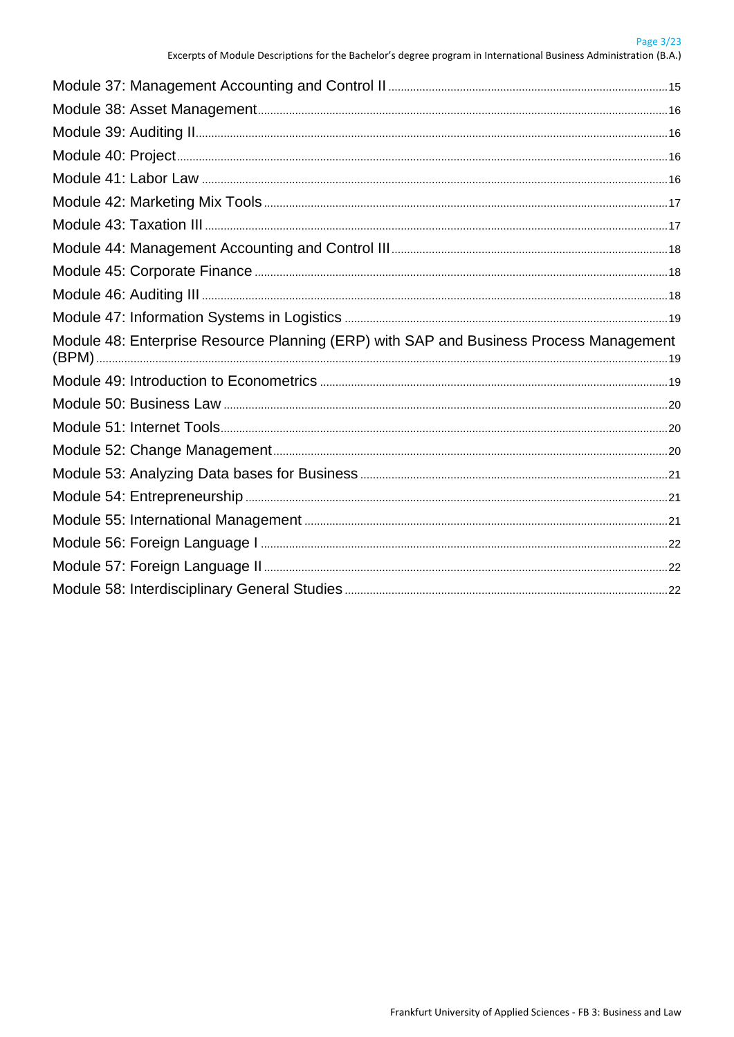Module 37: Management Accounting and Control II ........................................ 15
Module 38: Asset Management ........................................ 16
Module 39: Auditing II ........................................ 16
Module 40: Project ........................................ 16
Module 41: Labor Law ........................................ 16
Module 42: Marketing Mix Tools ........................................ 17
Module 43: Taxation III ........................................ 17
Module 44: Management Accounting and Control III ........................................ 18
Module 45: Corporate Finance ........................................ 18
Module 46: Auditing III ........................................ 18
Module 47: Information Systems in Logistics ........................................ 19
Module 48: Enterprise Resource Planning (ERP) with SAP and Business Process Management (BPM) ........................................ 19
Module 49: Introduction to Econometrics ........................................ 19
Module 50: Business Law ........................................ 20
Module 51: Internet Tools ........................................ 20
Module 52: Change Management ........................................ 20
Module 53: Analyzing Data bases for Business ........................................ 21
Module 54: Entrepreneurship ........................................ 21
Module 55: International Management ........................................ 21
Module 56: Foreign Language I ........................................ 22
Module 57: Foreign Language II ........................................ 22
Module 58: Interdisciplinary General Studies ........................................ 22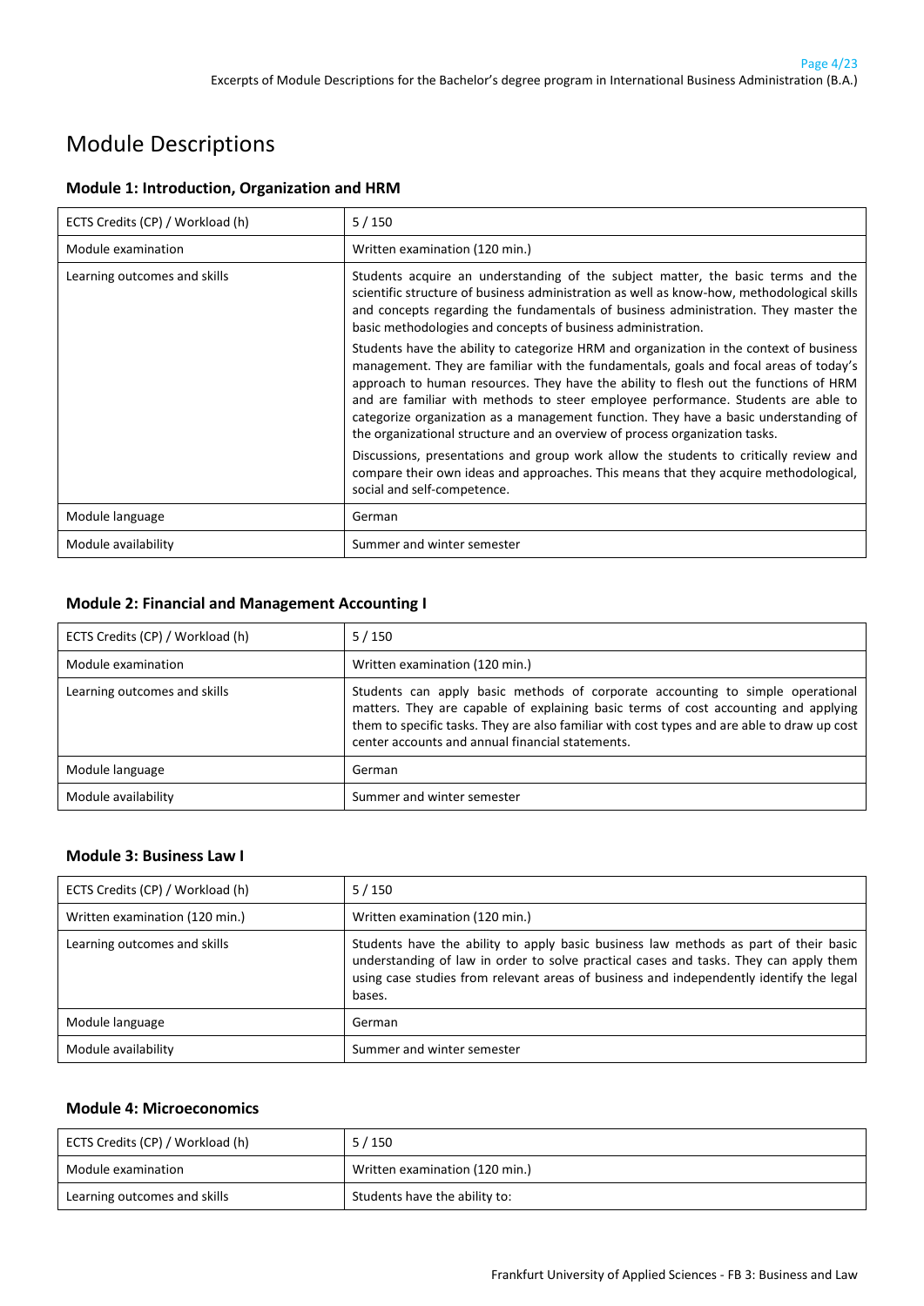# Module Descriptions

### Module 1: Introduction, Organization and HRM

| ECTS Credits (CP) / Workload (h) | 5 / 150 |
|---|---|
| Module examination | Written examination (120 min.) |
| Learning outcomes and skills | Students acquire an understanding of the subject matter, the basic terms and the scientific structure of business administration as well as know-how, methodological skills and concepts regarding the fundamentals of business administration. They master the basic methodologies and concepts of business administration.<br><br>Students have the ability to categorize HRM and organization in the context of business management. They are familiar with the fundamentals, goals and focal areas of today's approach to human resources. They have the ability to flesh out the functions of HRM and are familiar with methods to steer employee performance. Students are able to categorize organization as a management function. They have a basic understanding of the organizational structure and an overview of process organization tasks.<br><br>Discussions, presentations and group work allow the students to critically review and compare their own ideas and approaches. This means that they acquire methodological, social and self-competence. |
| Module language | German |
| Module availability | Summer and winter semester |

### Module 2: Financial and Management Accounting I

| ECTS Credits (CP) / Workload (h) | 5 / 150 |
|---|---|
| Module examination | Written examination (120 min.) |
| Learning outcomes and skills | Students can apply basic methods of corporate accounting to simple operational matters. They are capable of explaining basic terms of cost accounting and applying them to specific tasks. They are also familiar with cost types and are able to draw up cost center accounts and annual financial statements. |
| Module language | German |
| Module availability | Summer and winter semester |

### Module 3: Business Law I

| ECTS Credits (CP) / Workload (h) | 5 / 150 |
|---|---|
| Written examination (120 min.) | Written examination (120 min.) |
| Learning outcomes and skills | Students have the ability to apply basic business law methods as part of their basic understanding of law in order to solve practical cases and tasks. They can apply them using case studies from relevant areas of business and independently identify the legal bases. |
| Module language | German |
| Module availability | Summer and winter semester |

### Module 4: Microeconomics

| ECTS Credits (CP) / Workload (h) | 5 / 150 |
|---|---|
| Module examination | Written examination (120 min.) |
| Learning outcomes and skills | Students have the ability to: |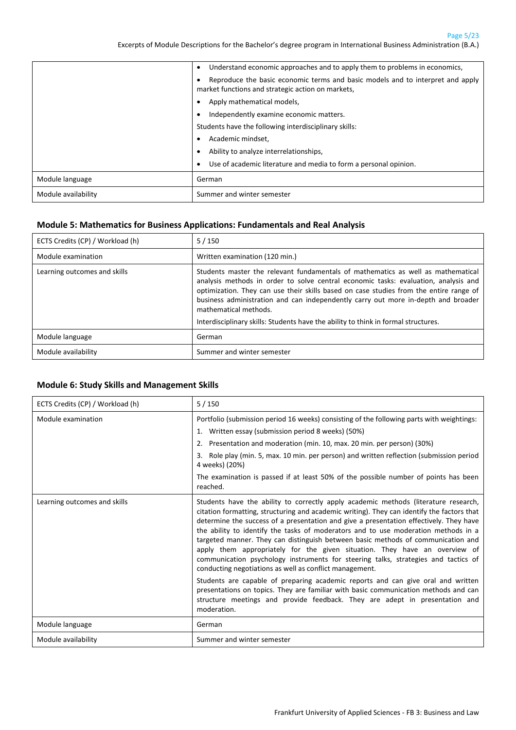| | |
|---|---|
| | • Understand economic approaches and to apply them to problems in economics,<br>• Reproduce the basic economic terms and basic models and to interpret and apply market functions and strategic action on markets,<br>• Apply mathematical models,<br>• Independently examine economic matters.<br>Students have the following interdisciplinary skills:<br>• Academic mindset,<br>• Ability to analyze interrelationships,<br>• Use of academic literature and media to form a personal opinion. |
| Module language | German |
| Module availability | Summer and winter semester |

## Module 5: Mathematics for Business Applications: Fundamentals and Real Analysis

| | |
|---|---|
| ECTS Credits (CP) / Workload (h) | 5 / 150 |
| Module examination | Written examination (120 min.) |
| Learning outcomes and skills | Students master the relevant fundamentals of mathematics as well as mathematical analysis methods in order to solve central economic tasks: evaluation, analysis and optimization. They can use their skills based on case studies from the entire range of business administration and can independently carry out more in-depth and broader mathematical methods.<br>Interdisciplinary skills: Students have the ability to think in formal structures. |
| Module language | German |
| Module availability | Summer and winter semester |

## Module 6: Study Skills and Management Skills

| | |
|---|---|
| ECTS Credits (CP) / Workload (h) | 5 / 150 |
| Module examination | Portfolio (submission period 16 weeks) consisting of the following parts with weightings:<br>1. Written essay (submission period 8 weeks) (50%)<br>2. Presentation and moderation (min. 10, max. 20 min. per person) (30%)<br>3. Role play (min. 5, max. 10 min. per person) and written reflection (submission period 4 weeks) (20%)<br>The examination is passed if at least 50% of the possible number of points has been reached. |
| Learning outcomes and skills | Students have the ability to correctly apply academic methods (literature research, citation formatting, structuring and academic writing). They can identify the factors that determine the success of a presentation and give a presentation effectively. They have the ability to identify the tasks of moderators and to use moderation methods in a targeted manner. They can distinguish between basic methods of communication and apply them appropriately for the given situation. They have an overview of communication psychology instruments for steering talks, strategies and tactics of conducting negotiations as well as conflict management.<br>Students are capable of preparing academic reports and can give oral and written presentations on topics. They are familiar with basic communication methods and can structure meetings and provide feedback. They are adept in presentation and moderation. |
| Module language | German |
| Module availability | Summer and winter semester |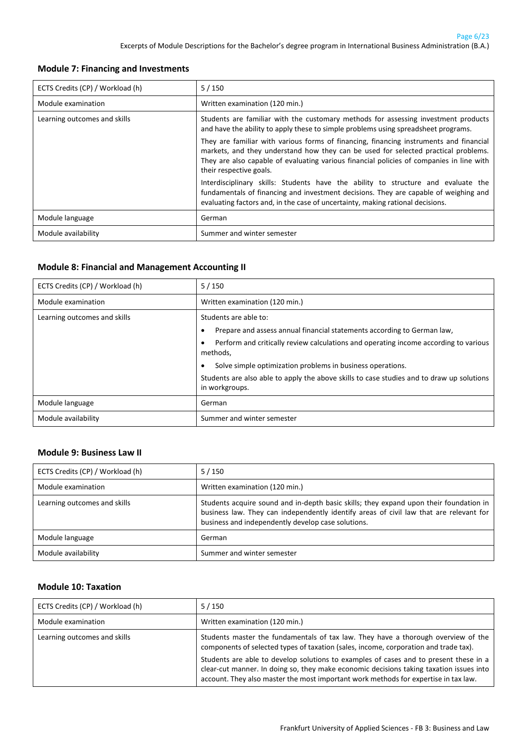## Module 7: Financing and Investments

| ECTS Credits (CP) / Workload (h) | 5 / 150 |
|---|---|
| Module examination | Written examination (120 min.) |
| Learning outcomes and skills | Students are familiar with the customary methods for assessing investment products and have the ability to apply these to simple problems using spreadsheet programs.<br><br>They are familiar with various forms of financing, financing instruments and financial markets, and they understand how they can be used for selected practical problems. They are also capable of evaluating various financial policies of companies in line with their respective goals.<br><br>Interdisciplinary skills: Students have the ability to structure and evaluate the fundamentals of financing and investment decisions. They are capable of weighing and evaluating factors and, in the case of uncertainty, making rational decisions. |
| Module language | German |
| Module availability | Summer and winter semester |

## Module 8: Financial and Management Accounting II

| ECTS Credits (CP) / Workload (h) | 5 / 150 |
|---|---|
| Module examination | Written examination (120 min.) |
| Learning outcomes and skills | Students are able to:<br>• Prepare and assess annual financial statements according to German law,<br>• Perform and critically review calculations and operating income according to various methods,<br>• Solve simple optimization problems in business operations.<br><br>Students are also able to apply the above skills to case studies and to draw up solutions in workgroups. |
| Module language | German |
| Module availability | Summer and winter semester |

## Module 9: Business Law II

| ECTS Credits (CP) / Workload (h) | 5 / 150 |
|---|---|
| Module examination | Written examination (120 min.) |
| Learning outcomes and skills | Students acquire sound and in-depth basic skills; they expand upon their foundation in business law. They can independently identify areas of civil law that are relevant for business and independently develop case solutions. |
| Module language | German |
| Module availability | Summer and winter semester |

## Module 10: Taxation

| ECTS Credits (CP) / Workload (h) | 5 / 150 |
|---|---|
| Module examination | Written examination (120 min.) |
| Learning outcomes and skills | Students master the fundamentals of tax law. They have a thorough overview of the components of selected types of taxation (sales, income, corporation and trade tax).<br><br>Students are able to develop solutions to examples of cases and to present these in a clear-cut manner. In doing so, they make economic decisions taking taxation issues into account. They also master the most important work methods for expertise in tax law. |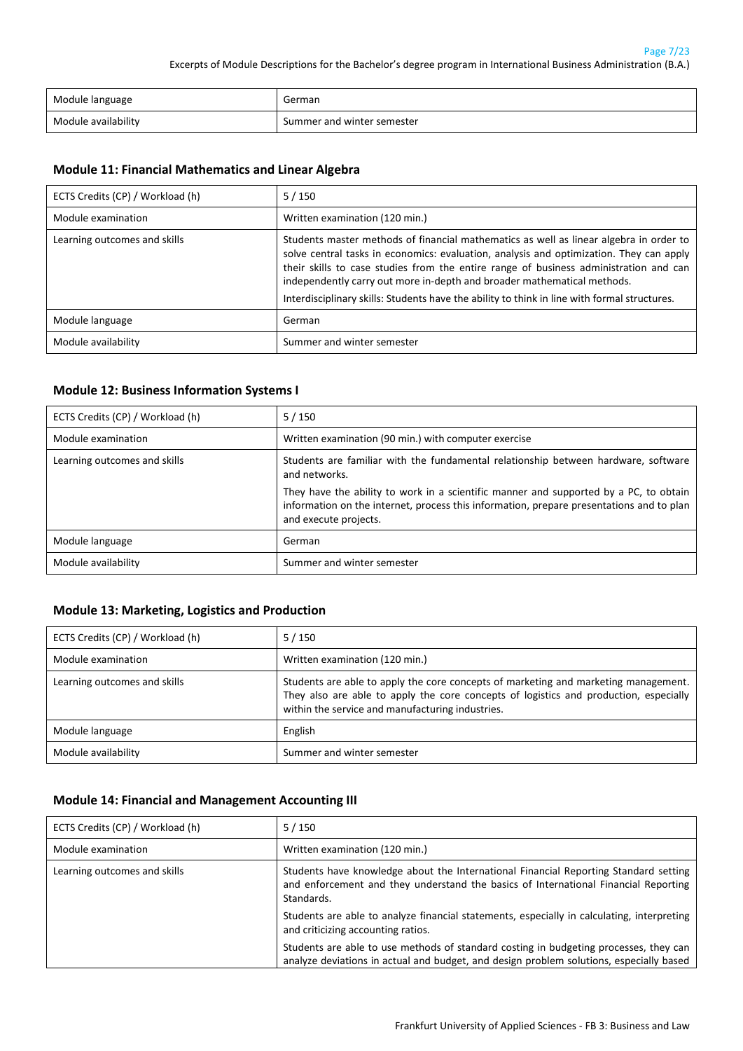| Module language | German |
|---|---|
| Module availability | Summer and winter semester |

### Module 11: Financial Mathematics and Linear Algebra

| ECTS Credits (CP) / Workload (h) | 5 / 150 |
|---|---|
| Module examination | Written examination (120 min.) |
| Learning outcomes and skills | Students master methods of financial mathematics as well as linear algebra in order to solve central tasks in economics: evaluation, analysis and optimization. They can apply their skills to case studies from the entire range of business administration and can independently carry out more in-depth and broader mathematical methods. <br> Interdisciplinary skills: Students have the ability to think in line with formal structures. |
| Module language | German |
| Module availability | Summer and winter semester |

### Module 12: Business Information Systems I

| ECTS Credits (CP) / Workload (h) | 5 / 150 |
|---|---|
| Module examination | Written examination (90 min.) with computer exercise |
| Learning outcomes and skills | Students are familiar with the fundamental relationship between hardware, software and networks. <br> They have the ability to work in a scientific manner and supported by a PC, to obtain information on the internet, process this information, prepare presentations and to plan and execute projects. |
| Module language | German |
| Module availability | Summer and winter semester |

### Module 13: Marketing, Logistics and Production

| ECTS Credits (CP) / Workload (h) | 5 / 150 |
|---|---|
| Module examination | Written examination (120 min.) |
| Learning outcomes and skills | Students are able to apply the core concepts of marketing and marketing management. They also are able to apply the core concepts of logistics and production, especially within the service and manufacturing industries. |
| Module language | English |
| Module availability | Summer and winter semester |

### Module 14: Financial and Management Accounting III

| ECTS Credits (CP) / Workload (h) | 5 / 150 |
|---|---|
| Module examination | Written examination (120 min.) |
| Learning outcomes and skills | Students have knowledge about the International Financial Reporting Standard setting and enforcement and they understand the basics of International Financial Reporting Standards. <br> Students are able to analyze financial statements, especially in calculating, interpreting and criticizing accounting ratios. <br> Students are able to use methods of standard costing in budgeting processes, they can analyze deviations in actual and budget, and design problem solutions, especially based |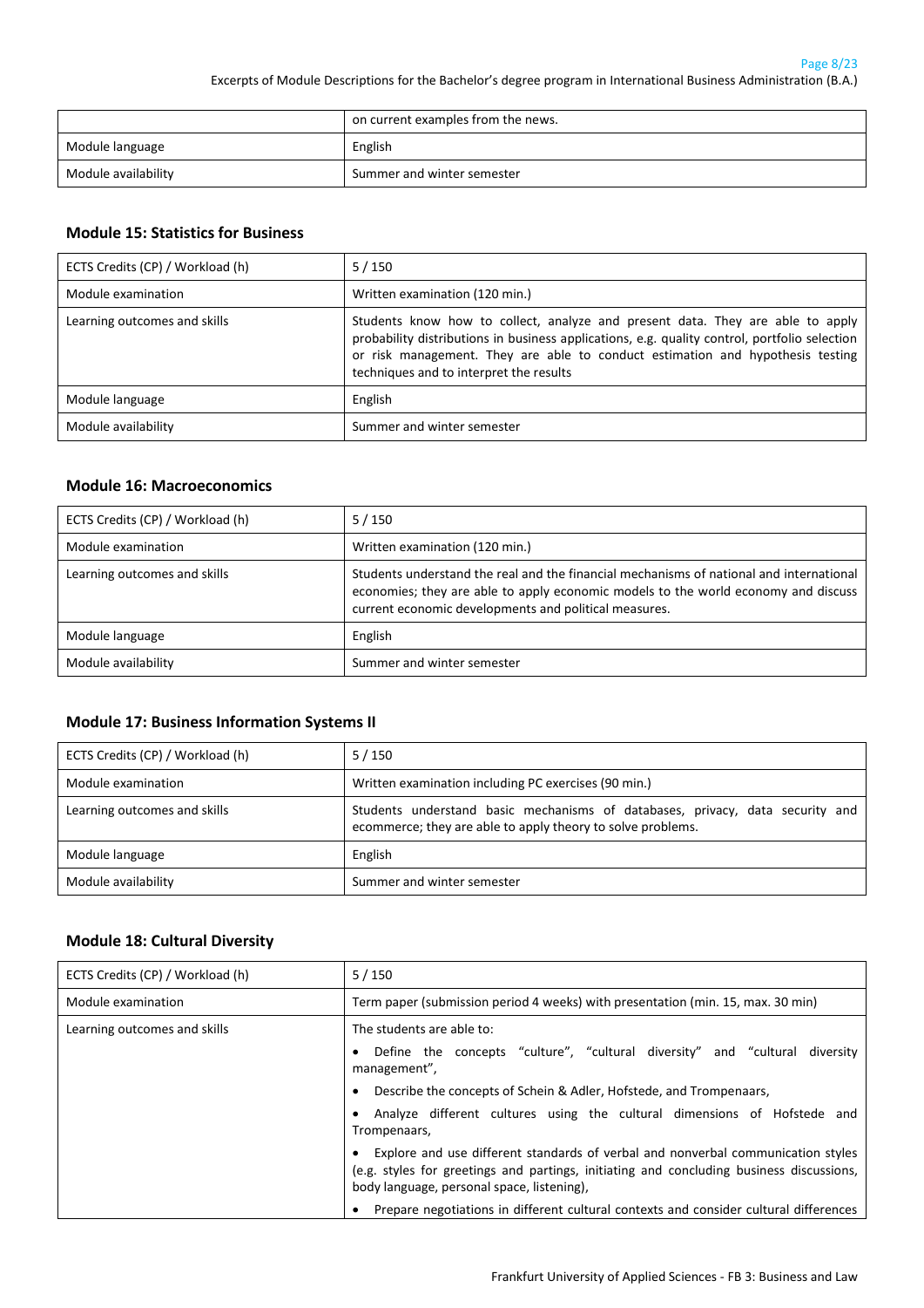| | on current examples from the news. |
|---|---|
| Module language | English |
| Module availability | Summer and winter semester |

### Module 15: Statistics for Business

| ECTS Credits (CP) / Workload (h) | 5 / 150 |
|---|---|
| Module examination | Written examination (120 min.) |
| Learning outcomes and skills | Students know how to collect, analyze and present data. They are able to apply probability distributions in business applications, e.g. quality control, portfolio selection or risk management. They are able to conduct estimation and hypothesis testing techniques and to interpret the results |
| Module language | English |
| Module availability | Summer and winter semester |

### Module 16: Macroeconomics

| ECTS Credits (CP) / Workload (h) | 5 / 150 |
|---|---|
| Module examination | Written examination (120 min.) |
| Learning outcomes and skills | Students understand the real and the financial mechanisms of national and international economies; they are able to apply economic models to the world economy and discuss current economic developments and political measures. |
| Module language | English |
| Module availability | Summer and winter semester |

### Module 17: Business Information Systems II

| ECTS Credits (CP) / Workload (h) | 5 / 150 |
|---|---|
| Module examination | Written examination including PC exercises (90 min.) |
| Learning outcomes and skills | Students understand basic mechanisms of databases, privacy, data security and ecommerce; they are able to apply theory to solve problems. |
| Module language | English |
| Module availability | Summer and winter semester |

### Module 18: Cultural Diversity

| ECTS Credits (CP) / Workload (h) | 5 / 150 |
|---|---|
| Module examination | Term paper (submission period 4 weeks) with presentation (min. 15, max. 30 min) |
| Learning outcomes and skills | The students are able to:<br>• Define the concepts "culture", "cultural diversity" and "cultural diversity management",<br>• Describe the concepts of Schein & Adler, Hofstede, and Trompenaars,<br>• Analyze different cultures using the cultural dimensions of Hofstede and Trompenaars,<br>• Explore and use different standards of verbal and nonverbal communication styles (e.g. styles for greetings and partings, initiating and concluding business discussions, body language, personal space, listening),<br>• Prepare negotiations in different cultural contexts and consider cultural differences |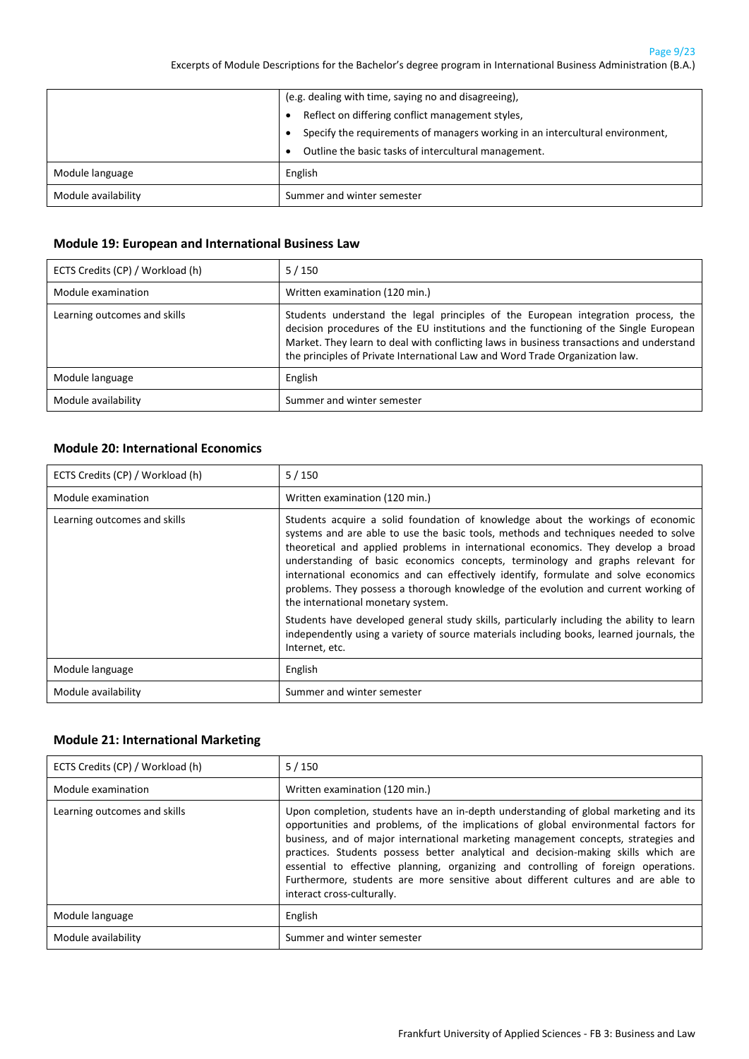| | |
|---|---|
| | (e.g. dealing with time, saying no and disagreeing),<br>• Reflect on differing conflict management styles,<br>• Specify the requirements of managers working in an intercultural environment,<br>• Outline the basic tasks of intercultural management. |
| Module language | English |
| Module availability | Summer and winter semester |

### Module 19: European and International Business Law

| | |
|---|---|
| ECTS Credits (CP) / Workload (h) | 5 / 150 |
| Module examination | Written examination (120 min.) |
| Learning outcomes and skills | Students understand the legal principles of the European integration process, the decision procedures of the EU institutions and the functioning of the Single European Market. They learn to deal with conflicting laws in business transactions and understand the principles of Private International Law and Word Trade Organization law. |
| Module language | English |
| Module availability | Summer and winter semester |

### Module 20: International Economics

| | |
|---|---|
| ECTS Credits (CP) / Workload (h) | 5 / 150 |
| Module examination | Written examination (120 min.) |
| Learning outcomes and skills | Students acquire a solid foundation of knowledge about the workings of economic systems and are able to use the basic tools, methods and techniques needed to solve theoretical and applied problems in international economics. They develop a broad understanding of basic economics concepts, terminology and graphs relevant for international economics and can effectively identify, formulate and solve economics problems. They possess a thorough knowledge of the evolution and current working of the international monetary system.<br><br>Students have developed general study skills, particularly including the ability to learn independently using a variety of source materials including books, learned journals, the Internet, etc. |
| Module language | English |
| Module availability | Summer and winter semester |

### Module 21: International Marketing

| | |
|---|---|
| ECTS Credits (CP) / Workload (h) | 5 / 150 |
| Module examination | Written examination (120 min.) |
| Learning outcomes and skills | Upon completion, students have an in-depth understanding of global marketing and its opportunities and problems, of the implications of global environmental factors for business, and of major international marketing management concepts, strategies and practices. Students possess better analytical and decision-making skills which are essential to effective planning, organizing and controlling of foreign operations. Furthermore, students are more sensitive about different cultures and are able to interact cross-culturally. |
| Module language | English |
| Module availability | Summer and winter semester |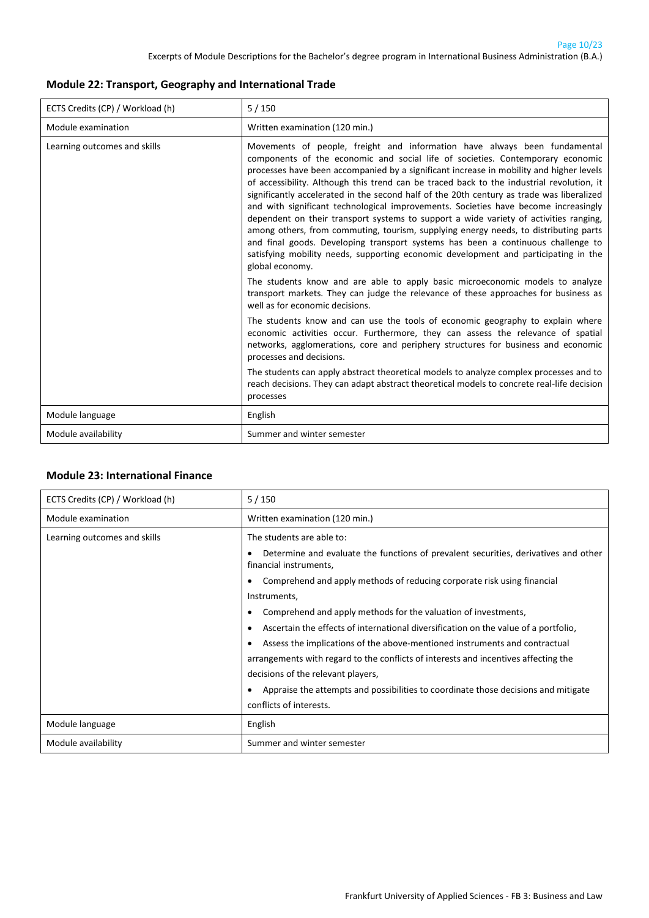## Module 22: Transport, Geography and International Trade

| | |
|---|---|
| ECTS Credits (CP) / Workload (h) | 5 / 150 |
| Module examination | Written examination (120 min.) |
| Learning outcomes and skills | Movements of people, freight and information have always been fundamental components of the economic and social life of societies. Contemporary economic processes have been accompanied by a significant increase in mobility and higher levels of accessibility. Although this trend can be traced back to the industrial revolution, it significantly accelerated in the second half of the 20th century as trade was liberalized and with significant technological improvements. Societies have become increasingly dependent on their transport systems to support a wide variety of activities ranging, among others, from commuting, tourism, supplying energy needs, to distributing parts and final goods. Developing transport systems has been a continuous challenge to satisfying mobility needs, supporting economic development and participating in the global economy.<br><br>The students know and are able to apply basic microeconomic models to analyze transport markets. They can judge the relevance of these approaches for business as well as for economic decisions.<br><br>The students know and can use the tools of economic geography to explain where economic activities occur. Furthermore, they can assess the relevance of spatial networks, agglomerations, core and periphery structures for business and economic processes and decisions.<br><br>The students can apply abstract theoretical models to analyze complex processes and to reach decisions. They can adapt abstract theoretical models to concrete real-life decision processes |
| Module language | English |
| Module availability | Summer and winter semester |

## Module 23: International Finance

| | |
|---|---|
| ECTS Credits (CP) / Workload (h) | 5 / 150 |
| Module examination | Written examination (120 min.) |
| Learning outcomes and skills | The students are able to:<br><br>• Determine and evaluate the functions of prevalent securities, derivatives and other financial instruments,<br>• Comprehend and apply methods of reducing corporate risk using financial Instruments,<br>• Comprehend and apply methods for the valuation of investments,<br>• Ascertain the effects of international diversification on the value of a portfolio,<br>• Assess the implications of the above-mentioned instruments and contractual arrangements with regard to the conflicts of interests and incentives affecting the decisions of the relevant players,<br>• Appraise the attempts and possibilities to coordinate those decisions and mitigate conflicts of interests. |
| Module language | English |
| Module availability | Summer and winter semester |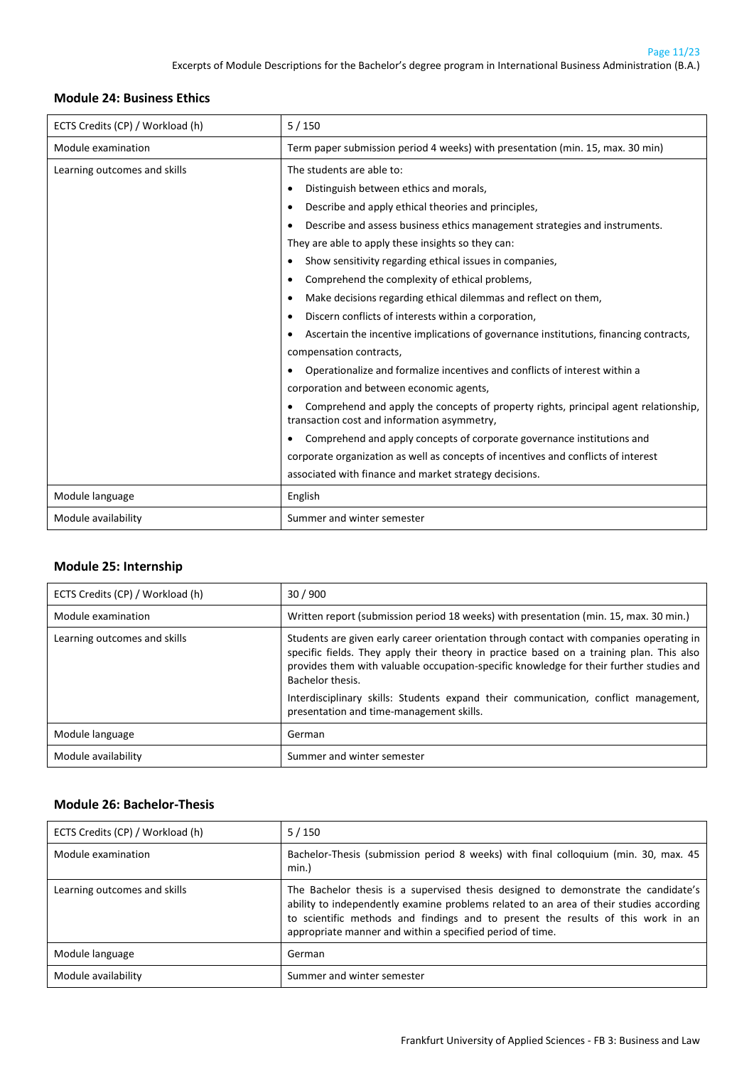## Module 24: Business Ethics

| | |
|---|---|
| ECTS Credits (CP) / Workload (h) | 5 / 150 |
| Module examination | Term paper submission period 4 weeks) with presentation (min. 15, max. 30 min) |
| Learning outcomes and skills | The students are able to:<br>• Distinguish between ethics and morals,<br>• Describe and apply ethical theories and principles,<br>• Describe and assess business ethics management strategies and instruments.<br>They are able to apply these insights so they can:<br>• Show sensitivity regarding ethical issues in companies,<br>• Comprehend the complexity of ethical problems,<br>• Make decisions regarding ethical dilemmas and reflect on them,<br>• Discern conflicts of interests within a corporation,<br>• Ascertain the incentive implications of governance institutions, financing contracts, compensation contracts,<br>• Operationalize and formalize incentives and conflicts of interest within a corporation and between economic agents,<br>• Comprehend and apply the concepts of property rights, principal agent relationship, transaction cost and information asymmetry,<br>• Comprehend and apply concepts of corporate governance institutions and corporate organization as well as concepts of incentives and conflicts of interest associated with finance and market strategy decisions. |
| Module language | English |
| Module availability | Summer and winter semester |

## Module 25: Internship

| | |
|---|---|
| ECTS Credits (CP) / Workload (h) | 30 / 900 |
| Module examination | Written report (submission period 18 weeks) with presentation (min. 15, max. 30 min.) |
| Learning outcomes and skills | Students are given early career orientation through contact with companies operating in specific fields. They apply their theory in practice based on a training plan. This also provides them with valuable occupation-specific knowledge for their further studies and Bachelor thesis.<br>Interdisciplinary skills: Students expand their communication, conflict management, presentation and time-management skills. |
| Module language | German |
| Module availability | Summer and winter semester |

## Module 26: Bachelor-Thesis

| | |
|---|---|
| ECTS Credits (CP) / Workload (h) | 5 / 150 |
| Module examination | Bachelor-Thesis (submission period 8 weeks) with final colloquium (min. 30, max. 45 min.) |
| Learning outcomes and skills | The Bachelor thesis is a supervised thesis designed to demonstrate the candidate's ability to independently examine problems related to an area of their studies according to scientific methods and findings and to present the results of this work in an appropriate manner and within a specified period of time. |
| Module language | German |
| Module availability | Summer and winter semester |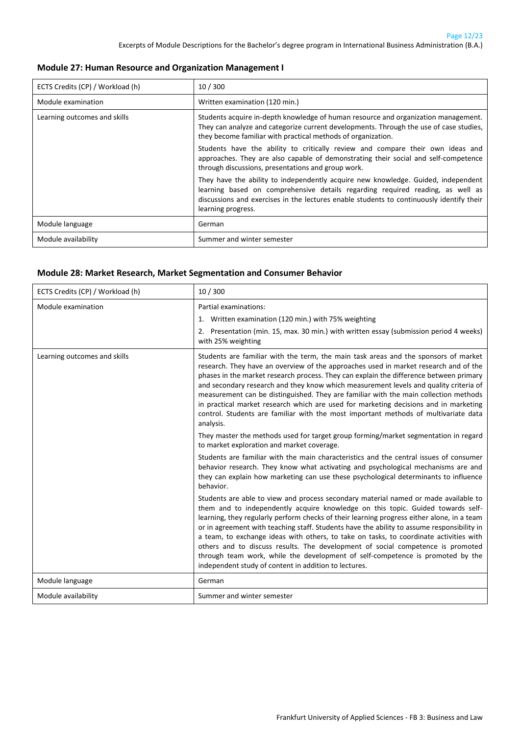## Module 27: Human Resource and Organization Management I

| | |
|---|---|
| ECTS Credits (CP) / Workload (h) | 10 / 300 |
| Module examination | Written examination (120 min.) |
| Learning outcomes and skills | Students acquire in-depth knowledge of human resource and organization management. They can analyze and categorize current developments. Through the use of case studies, they become familiar with practical methods of organization.<br><br>Students have the ability to critically review and compare their own ideas and approaches. They are also capable of demonstrating their social and self-competence through discussions, presentations and group work.<br><br>They have the ability to independently acquire new knowledge. Guided, independent learning based on comprehensive details regarding required reading, as well as discussions and exercises in the lectures enable students to continuously identify their learning progress. |
| Module language | German |
| Module availability | Summer and winter semester |

## Module 28: Market Research, Market Segmentation and Consumer Behavior

| | |
|---|---|
| ECTS Credits (CP) / Workload (h) | 10 / 300 |
| Module examination | Partial examinations:<br>1. Written examination (120 min.) with 75% weighting<br>2. Presentation (min. 15, max. 30 min.) with written essay (submission period 4 weeks) with 25% weighting |
| Learning outcomes and skills | Students are familiar with the term, the main task areas and the sponsors of market research. They have an overview of the approaches used in market research and of the phases in the market research process. They can explain the difference between primary and secondary research and they know which measurement levels and quality criteria of measurement can be distinguished. They are familiar with the main collection methods in practical market research which are used for marketing decisions and in marketing control. Students are familiar with the most important methods of multivariate data analysis.<br><br>They master the methods used for target group forming/market segmentation in regard to market exploration and market coverage.<br><br>Students are familiar with the main characteristics and the central issues of consumer behavior research. They know what activating and psychological mechanisms are and they can explain how marketing can use these psychological determinants to influence behavior.<br><br>Students are able to view and process secondary material named or made available to them and to independently acquire knowledge on this topic. Guided towards self-learning, they regularly perform checks of their learning progress either alone, in a team or in agreement with teaching staff. Students have the ability to assume responsibility in a team, to exchange ideas with others, to take on tasks, to coordinate activities with others and to discuss results. The development of social competence is promoted through team work, while the development of self-competence is promoted by the independent study of content in addition to lectures. |
| Module language | German |
| Module availability | Summer and winter semester |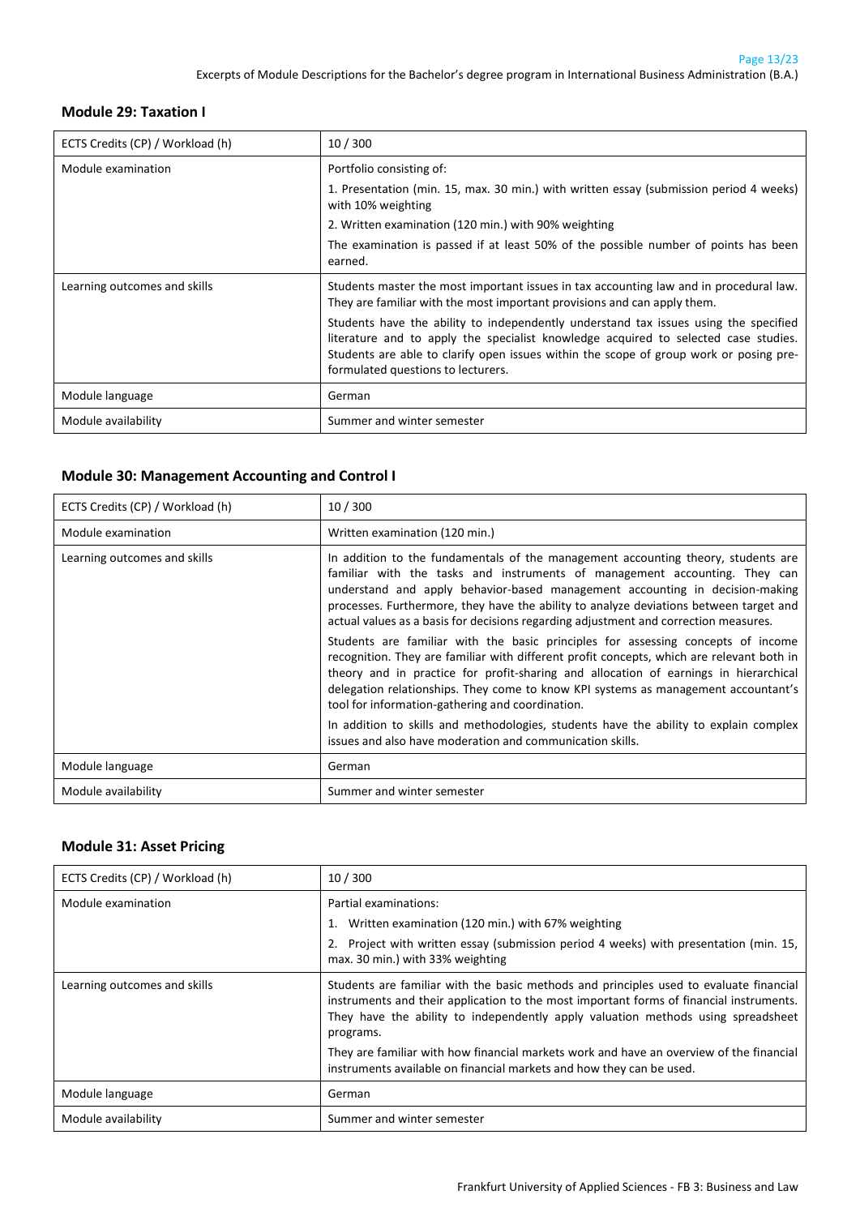## Module 29: Taxation I

| ECTS Credits (CP) / Workload (h) | 10 / 300 |
|---|---|
| Module examination | Portfolio consisting of:<br>1. Presentation (min. 15, max. 30 min.) with written essay (submission period 4 weeks) with 10% weighting<br>2. Written examination (120 min.) with 90% weighting<br>The examination is passed if at least 50% of the possible number of points has been earned. |
| Learning outcomes and skills | Students master the most important issues in tax accounting law and in procedural law. They are familiar with the most important provisions and can apply them.<br>Students have the ability to independently understand tax issues using the specified literature and to apply the specialist knowledge acquired to selected case studies. Students are able to clarify open issues within the scope of group work or posing pre-formulated questions to lecturers. |
| Module language | German |
| Module availability | Summer and winter semester |

## Module 30: Management Accounting and Control I

| ECTS Credits (CP) / Workload (h) | 10 / 300 |
|---|---|
| Module examination | Written examination (120 min.) |
| Learning outcomes and skills | In addition to the fundamentals of the management accounting theory, students are familiar with the tasks and instruments of management accounting. They can understand and apply behavior-based management accounting in decision-making processes. Furthermore, they have the ability to analyze deviations between target and actual values as a basis for decisions regarding adjustment and correction measures.<br>Students are familiar with the basic principles for assessing concepts of income recognition. They are familiar with different profit concepts, which are relevant both in theory and in practice for profit-sharing and allocation of earnings in hierarchical delegation relationships. They come to know KPI systems as management accountant's tool for information-gathering and coordination.<br>In addition to skills and methodologies, students have the ability to explain complex issues and also have moderation and communication skills. |
| Module language | German |
| Module availability | Summer and winter semester |

## Module 31: Asset Pricing

| ECTS Credits (CP) / Workload (h) | 10 / 300 |
|---|---|
| Module examination | Partial examinations:<br>1. Written examination (120 min.) with 67% weighting<br>2. Project with written essay (submission period 4 weeks) with presentation (min. 15, max. 30 min.) with 33% weighting |
| Learning outcomes and skills | Students are familiar with the basic methods and principles used to evaluate financial instruments and their application to the most important forms of financial instruments. They have the ability to independently apply valuation methods using spreadsheet programs.<br>They are familiar with how financial markets work and have an overview of the financial instruments available on financial markets and how they can be used. |
| Module language | German |
| Module availability | Summer and winter semester |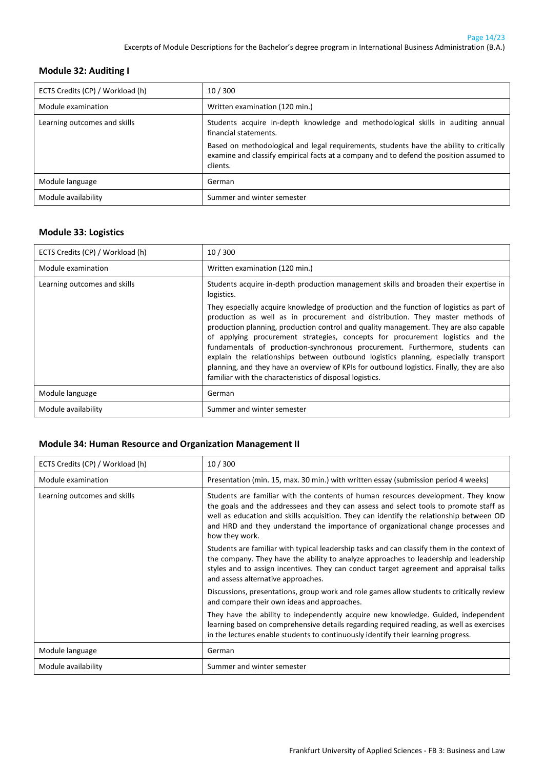### Module 32: Auditing I

| ECTS Credits (CP) / Workload (h) | 10 / 300 |
|---|---|
| Module examination | Written examination (120 min.) |
| Learning outcomes and skills | Students acquire in-depth knowledge and methodological skills in auditing annual financial statements.<br><br>Based on methodological and legal requirements, students have the ability to critically examine and classify empirical facts at a company and to defend the position assumed to clients. |
| Module language | German |
| Module availability | Summer and winter semester |

### Module 33: Logistics

| ECTS Credits (CP) / Workload (h) | 10 / 300 |
|---|---|
| Module examination | Written examination (120 min.) |
| Learning outcomes and skills | Students acquire in-depth production management skills and broaden their expertise in logistics.<br><br>They especially acquire knowledge of production and the function of logistics as part of production as well as in procurement and distribution. They master methods of production planning, production control and quality management. They are also capable of applying procurement strategies, concepts for procurement logistics and the fundamentals of production-synchronous procurement. Furthermore, students can explain the relationships between outbound logistics planning, especially transport planning, and they have an overview of KPIs for outbound logistics. Finally, they are also familiar with the characteristics of disposal logistics. |
| Module language | German |
| Module availability | Summer and winter semester |

### Module 34: Human Resource and Organization Management II

| ECTS Credits (CP) / Workload (h) | 10 / 300 |
|---|---|
| Module examination | Presentation (min. 15, max. 30 min.) with written essay (submission period 4 weeks) |
| Learning outcomes and skills | Students are familiar with the contents of human resources development. They know the goals and the addressees and they can assess and select tools to promote staff as well as education and skills acquisition. They can identify the relationship between OD and HRD and they understand the importance of organizational change processes and how they work.<br><br>Students are familiar with typical leadership tasks and can classify them in the context of the company. They have the ability to analyze approaches to leadership and leadership styles and to assign incentives. They can conduct target agreement and appraisal talks and assess alternative approaches.<br><br>Discussions, presentations, group work and role games allow students to critically review and compare their own ideas and approaches.<br><br>They have the ability to independently acquire new knowledge. Guided, independent learning based on comprehensive details regarding required reading, as well as exercises in the lectures enable students to continuously identify their learning progress. |
| Module language | German |
| Module availability | Summer and winter semester |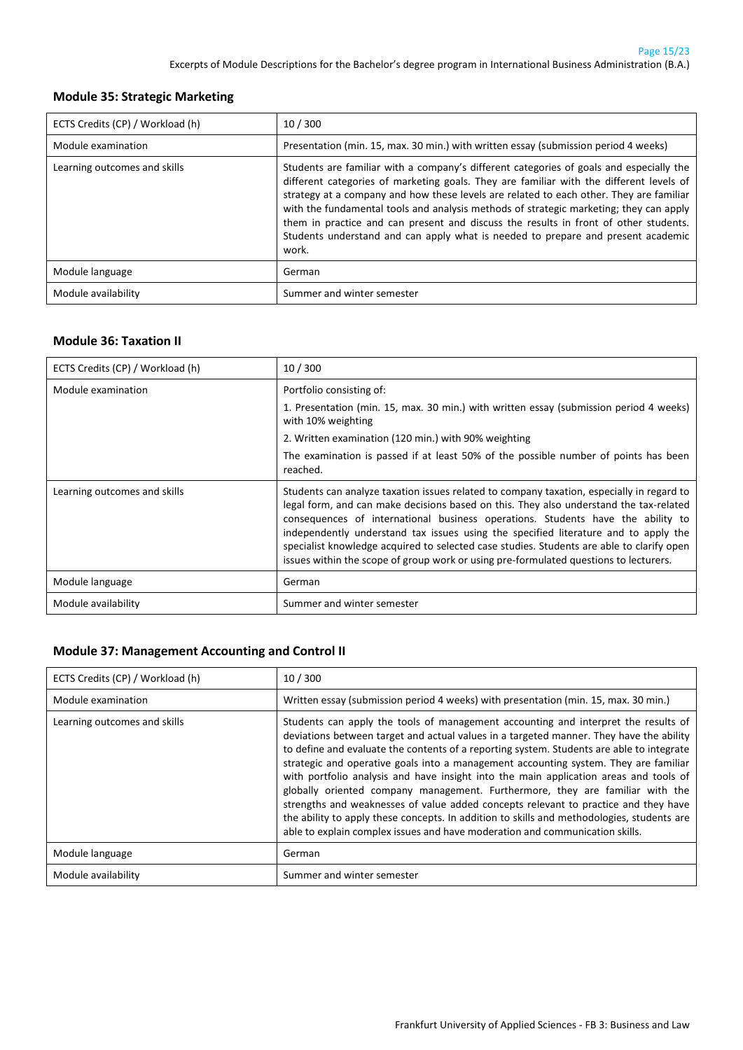## Module 35: Strategic Marketing

| ECTS Credits (CP) / Workload (h) | 10 / 300 |
|---|---|
| Module examination | Presentation (min. 15, max. 30 min.) with written essay (submission period 4 weeks) |
| Learning outcomes and skills | Students are familiar with a company's different categories of goals and especially the different categories of marketing goals. They are familiar with the different levels of strategy at a company and how these levels are related to each other. They are familiar with the fundamental tools and analysis methods of strategic marketing; they can apply them in practice and can present and discuss the results in front of other students. Students understand and can apply what is needed to prepare and present academic work. |
| Module language | German |
| Module availability | Summer and winter semester |

## Module 36: Taxation II

| ECTS Credits (CP) / Workload (h) | 10 / 300 |
|---|---|
| Module examination | Portfolio consisting of:<br>1. Presentation (min. 15, max. 30 min.) with written essay (submission period 4 weeks) with 10% weighting<br>2. Written examination (120 min.) with 90% weighting<br>The examination is passed if at least 50% of the possible number of points has been reached. |
| Learning outcomes and skills | Students can analyze taxation issues related to company taxation, especially in regard to legal form, and can make decisions based on this. They also understand the tax-related consequences of international business operations. Students have the ability to independently understand tax issues using the specified literature and to apply the specialist knowledge acquired to selected case studies. Students are able to clarify open issues within the scope of group work or using pre-formulated questions to lecturers. |
| Module language | German |
| Module availability | Summer and winter semester |

## Module 37: Management Accounting and Control II

| ECTS Credits (CP) / Workload (h) | 10 / 300 |
|---|---|
| Module examination | Written essay (submission period 4 weeks) with presentation (min. 15, max. 30 min.) |
| Learning outcomes and skills | Students can apply the tools of management accounting and interpret the results of deviations between target and actual values in a targeted manner. They have the ability to define and evaluate the contents of a reporting system. Students are able to integrate strategic and operative goals into a management accounting system. They are familiar with portfolio analysis and have insight into the main application areas and tools of globally oriented company management. Furthermore, they are familiar with the strengths and weaknesses of value added concepts relevant to practice and they have the ability to apply these concepts. In addition to skills and methodologies, students are able to explain complex issues and have moderation and communication skills. |
| Module language | German |
| Module availability | Summer and winter semester |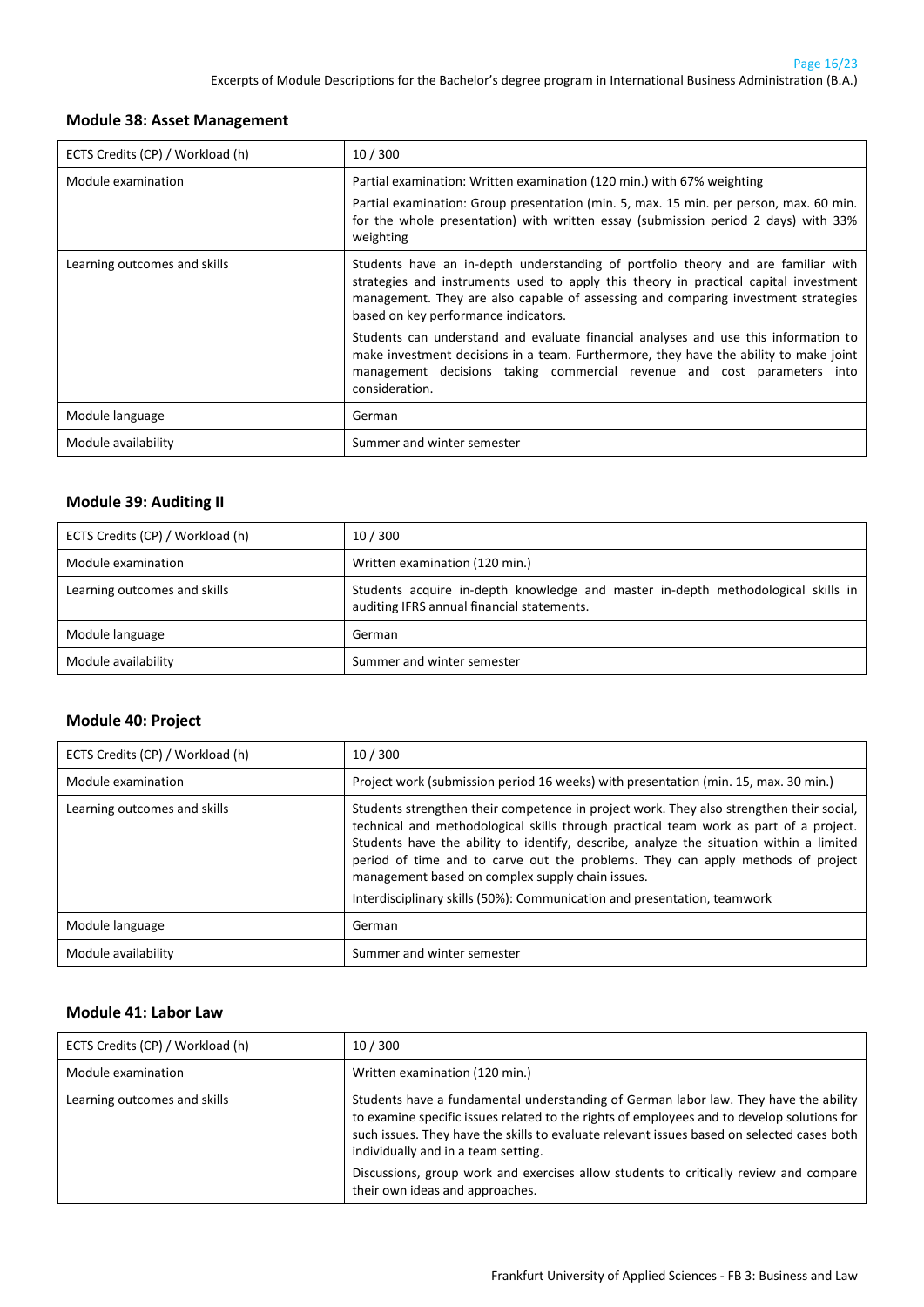## Module 38: Asset Management

| | |
|---|---|
| ECTS Credits (CP) / Workload (h) | 10 / 300 |
| Module examination | Partial examination: Written examination (120 min.) with 67% weighting<br><br>Partial examination: Group presentation (min. 5, max. 15 min. per person, max. 60 min. for the whole presentation) with written essay (submission period 2 days) with 33% weighting |
| Learning outcomes and skills | Students have an in-depth understanding of portfolio theory and are familiar with strategies and instruments used to apply this theory in practical capital investment management. They are also capable of assessing and comparing investment strategies based on key performance indicators.<br><br>Students can understand and evaluate financial analyses and use this information to make investment decisions in a team. Furthermore, they have the ability to make joint management decisions taking commercial revenue and cost parameters into consideration. |
| Module language | German |
| Module availability | Summer and winter semester |

## Module 39: Auditing II

| | |
|---|---|
| ECTS Credits (CP) / Workload (h) | 10 / 300 |
| Module examination | Written examination (120 min.) |
| Learning outcomes and skills | Students acquire in-depth knowledge and master in-depth methodological skills in auditing IFRS annual financial statements. |
| Module language | German |
| Module availability | Summer and winter semester |

## Module 40: Project

| | |
|---|---|
| ECTS Credits (CP) / Workload (h) | 10 / 300 |
| Module examination | Project work (submission period 16 weeks) with presentation (min. 15, max. 30 min.) |
| Learning outcomes and skills | Students strengthen their competence in project work. They also strengthen their social, technical and methodological skills through practical team work as part of a project. Students have the ability to identify, describe, analyze the situation within a limited period of time and to carve out the problems. They can apply methods of project management based on complex supply chain issues.<br><br>Interdisciplinary skills (50%): Communication and presentation, teamwork |
| Module language | German |
| Module availability | Summer and winter semester |

## Module 41: Labor Law

| | |
|---|---|
| ECTS Credits (CP) / Workload (h) | 10 / 300 |
| Module examination | Written examination (120 min.) |
| Learning outcomes and skills | Students have a fundamental understanding of German labor law. They have the ability to examine specific issues related to the rights of employees and to develop solutions for such issues. They have the skills to evaluate relevant issues based on selected cases both individually and in a team setting.<br><br>Discussions, group work and exercises allow students to critically review and compare their own ideas and approaches. |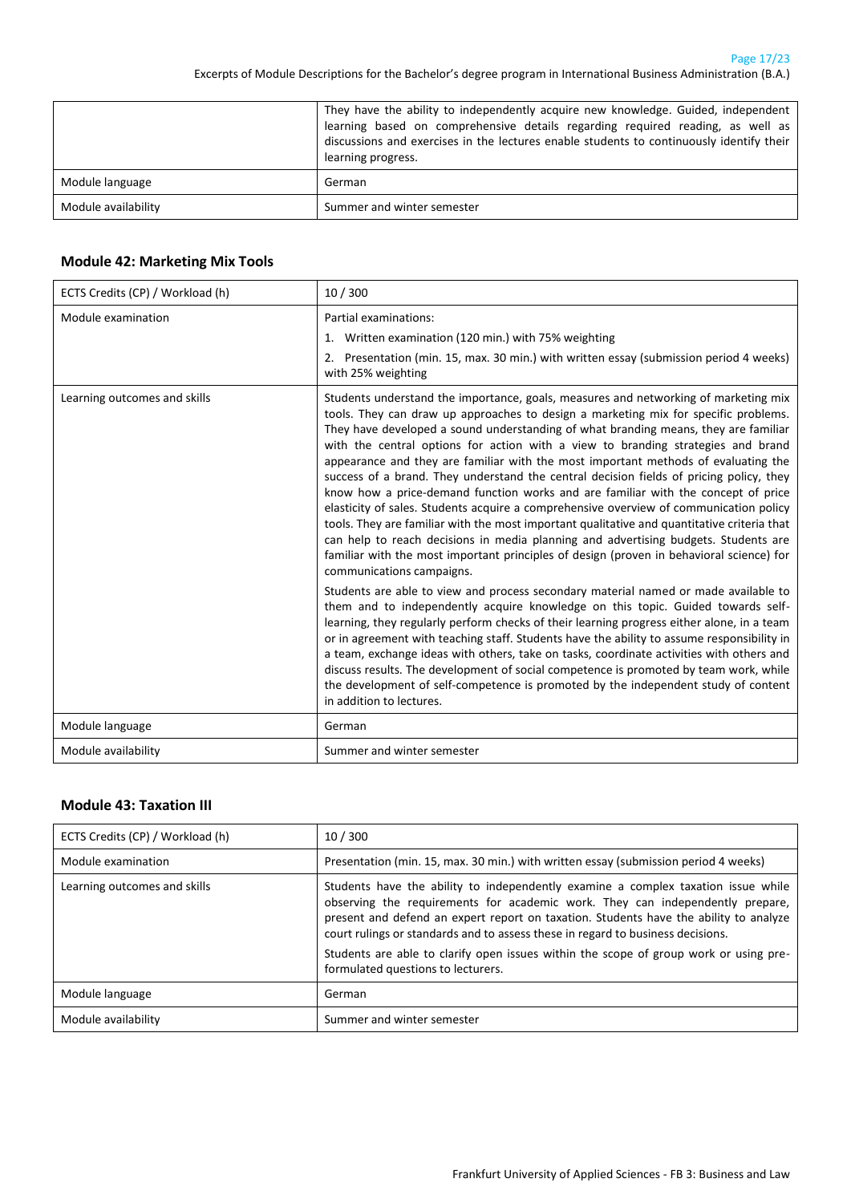| | |
|---|---|
| | They have the ability to independently acquire new knowledge. Guided, independent learning based on comprehensive details regarding required reading, as well as discussions and exercises in the lectures enable students to continuously identify their learning progress. |
| Module language | German |
| Module availability | Summer and winter semester |

### Module 42: Marketing Mix Tools

| | |
|---|---|
| ECTS Credits (CP) / Workload (h) | 10 / 300 |
| Module examination | Partial examinations:<br>1. Written examination (120 min.) with 75% weighting<br>2. Presentation (min. 15, max. 30 min.) with written essay (submission period 4 weeks) with 25% weighting |
| Learning outcomes and skills | Students understand the importance, goals, measures and networking of marketing mix tools. They can draw up approaches to design a marketing mix for specific problems. They have developed a sound understanding of what branding means, they are familiar with the central options for action with a view to branding strategies and brand appearance and they are familiar with the most important methods of evaluating the success of a brand. They understand the central decision fields of pricing policy, they know how a price-demand function works and are familiar with the concept of price elasticity of sales. Students acquire a comprehensive overview of communication policy tools. They are familiar with the most important qualitative and quantitative criteria that can help to reach decisions in media planning and advertising budgets. Students are familiar with the most important principles of design (proven in behavioral science) for communications campaigns.<br><br>Students are able to view and process secondary material named or made available to them and to independently acquire knowledge on this topic. Guided towards self-learning, they regularly perform checks of their learning progress either alone, in a team or in agreement with teaching staff. Students have the ability to assume responsibility in a team, exchange ideas with others, take on tasks, coordinate activities with others and discuss results. The development of social competence is promoted by team work, while the development of self-competence is promoted by the independent study of content in addition to lectures. |
| Module language | German |
| Module availability | Summer and winter semester |

### Module 43: Taxation III

| | |
|---|---|
| ECTS Credits (CP) / Workload (h) | 10 / 300 |
| Module examination | Presentation (min. 15, max. 30 min.) with written essay (submission period 4 weeks) |
| Learning outcomes and skills | Students have the ability to independently examine a complex taxation issue while observing the requirements for academic work. They can independently prepare, present and defend an expert report on taxation. Students have the ability to analyze court rulings or standards and to assess these in regard to business decisions.<br><br>Students are able to clarify open issues within the scope of group work or using pre-formulated questions to lecturers. |
| Module language | German |
| Module availability | Summer and winter semester |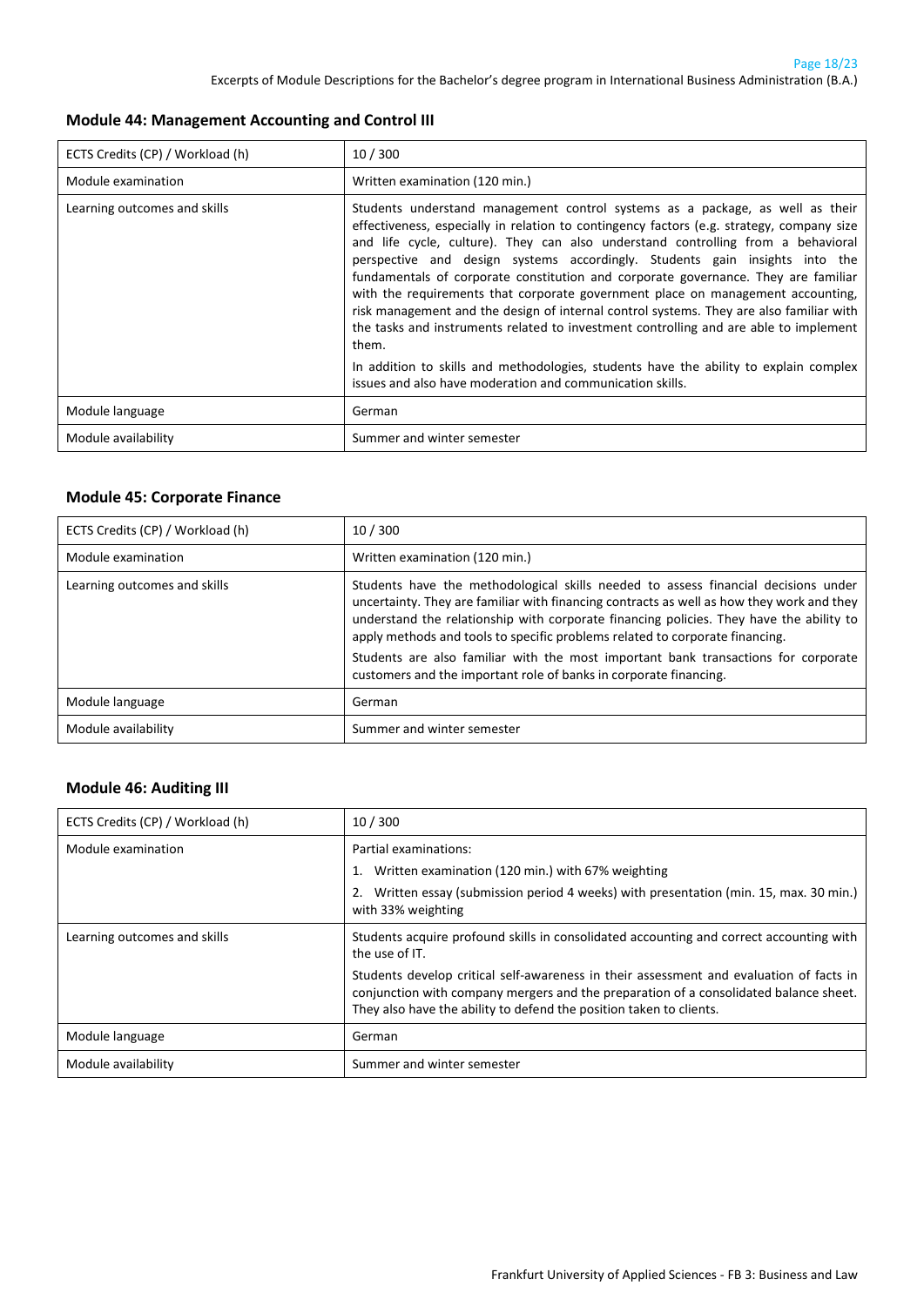## Module 44: Management Accounting and Control III

| ECTS Credits (CP) / Workload (h) | 10 / 300 |
|---|---|
| Module examination | Written examination (120 min.) |
| Learning outcomes and skills | Students understand management control systems as a package, as well as their effectiveness, especially in relation to contingency factors (e.g. strategy, company size and life cycle, culture). They can also understand controlling from a behavioral perspective and design systems accordingly. Students gain insights into the fundamentals of corporate constitution and corporate governance. They are familiar with the requirements that corporate government place on management accounting, risk management and the design of internal control systems. They are also familiar with the tasks and instruments related to investment controlling and are able to implement them.<br><br>In addition to skills and methodologies, students have the ability to explain complex issues and also have moderation and communication skills. |
| Module language | German |
| Module availability | Summer and winter semester |

## Module 45: Corporate Finance

| ECTS Credits (CP) / Workload (h) | 10 / 300 |
|---|---|
| Module examination | Written examination (120 min.) |
| Learning outcomes and skills | Students have the methodological skills needed to assess financial decisions under uncertainty. They are familiar with financing contracts as well as how they work and they understand the relationship with corporate financing policies. They have the ability to apply methods and tools to specific problems related to corporate financing.<br>Students are also familiar with the most important bank transactions for corporate customers and the important role of banks in corporate financing. |
| Module language | German |
| Module availability | Summer and winter semester |

## Module 46: Auditing III

| ECTS Credits (CP) / Workload (h) | 10 / 300 |
|---|---|
| Module examination | Partial examinations:<br>1. Written examination (120 min.) with 67% weighting<br>2. Written essay (submission period 4 weeks) with presentation (min. 15, max. 30 min.) with 33% weighting |
| Learning outcomes and skills | Students acquire profound skills in consolidated accounting and correct accounting with the use of IT.<br><br>Students develop critical self-awareness in their assessment and evaluation of facts in conjunction with company mergers and the preparation of a consolidated balance sheet. They also have the ability to defend the position taken to clients. |
| Module language | German |
| Module availability | Summer and winter semester |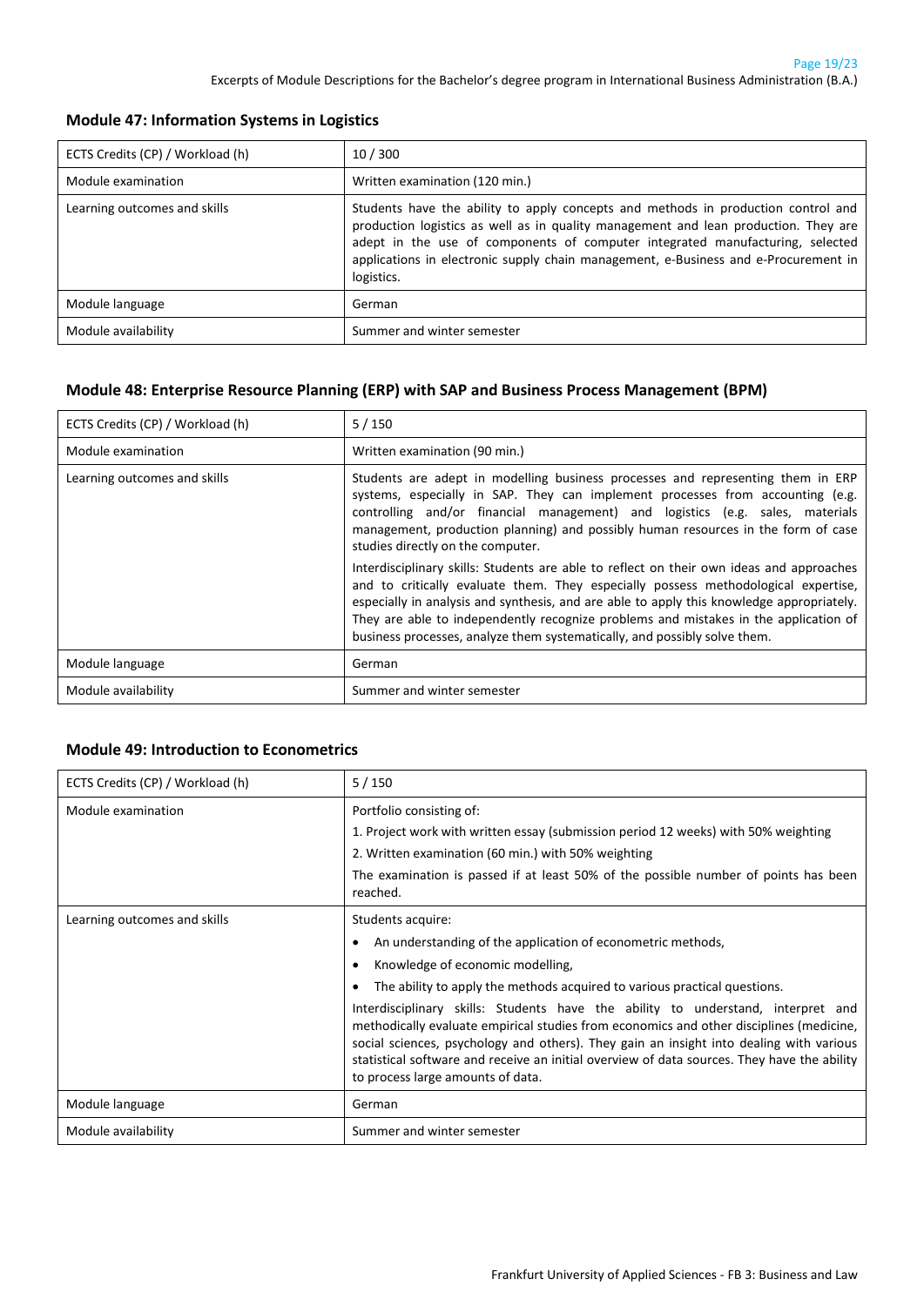### Module 47: Information Systems in Logistics

| | |
|---|---|
| ECTS Credits (CP) / Workload (h) | 10 / 300 |
| Module examination | Written examination (120 min.) |
| Learning outcomes and skills | Students have the ability to apply concepts and methods in production control and production logistics as well as in quality management and lean production. They are adept in the use of components of computer integrated manufacturing, selected applications in electronic supply chain management, e-Business and e-Procurement in logistics. |
| Module language | German |
| Module availability | Summer and winter semester |

### Module 48: Enterprise Resource Planning (ERP) with SAP and Business Process Management (BPM)

| | |
|---|---|
| ECTS Credits (CP) / Workload (h) | 5 / 150 |
| Module examination | Written examination (90 min.) |
| Learning outcomes and skills | Students are adept in modelling business processes and representing them in ERP systems, especially in SAP. They can implement processes from accounting (e.g. controlling and/or financial management) and logistics (e.g. sales, materials management, production planning) and possibly human resources in the form of case studies directly on the computer.<br><br>Interdisciplinary skills: Students are able to reflect on their own ideas and approaches and to critically evaluate them. They especially possess methodological expertise, especially in analysis and synthesis, and are able to apply this knowledge appropriately. They are able to independently recognize problems and mistakes in the application of business processes, analyze them systematically, and possibly solve them. |
| Module language | German |
| Module availability | Summer and winter semester |

### Module 49: Introduction to Econometrics

| | |
|---|---|
| ECTS Credits (CP) / Workload (h) | 5 / 150 |
| Module examination | Portfolio consisting of:<br>1. Project work with written essay (submission period 12 weeks) with 50% weighting<br>2. Written examination (60 min.) with 50% weighting<br>The examination is passed if at least 50% of the possible number of points has been reached. |
| Learning outcomes and skills | Students acquire:<br>• An understanding of the application of econometric methods,<br>• Knowledge of economic modelling,<br>• The ability to apply the methods acquired to various practical questions.<br><br>Interdisciplinary skills: Students have the ability to understand, interpret and methodically evaluate empirical studies from economics and other disciplines (medicine, social sciences, psychology and others). They gain an insight into dealing with various statistical software and receive an initial overview of data sources. They have the ability to process large amounts of data. |
| Module language | German |
| Module availability | Summer and winter semester |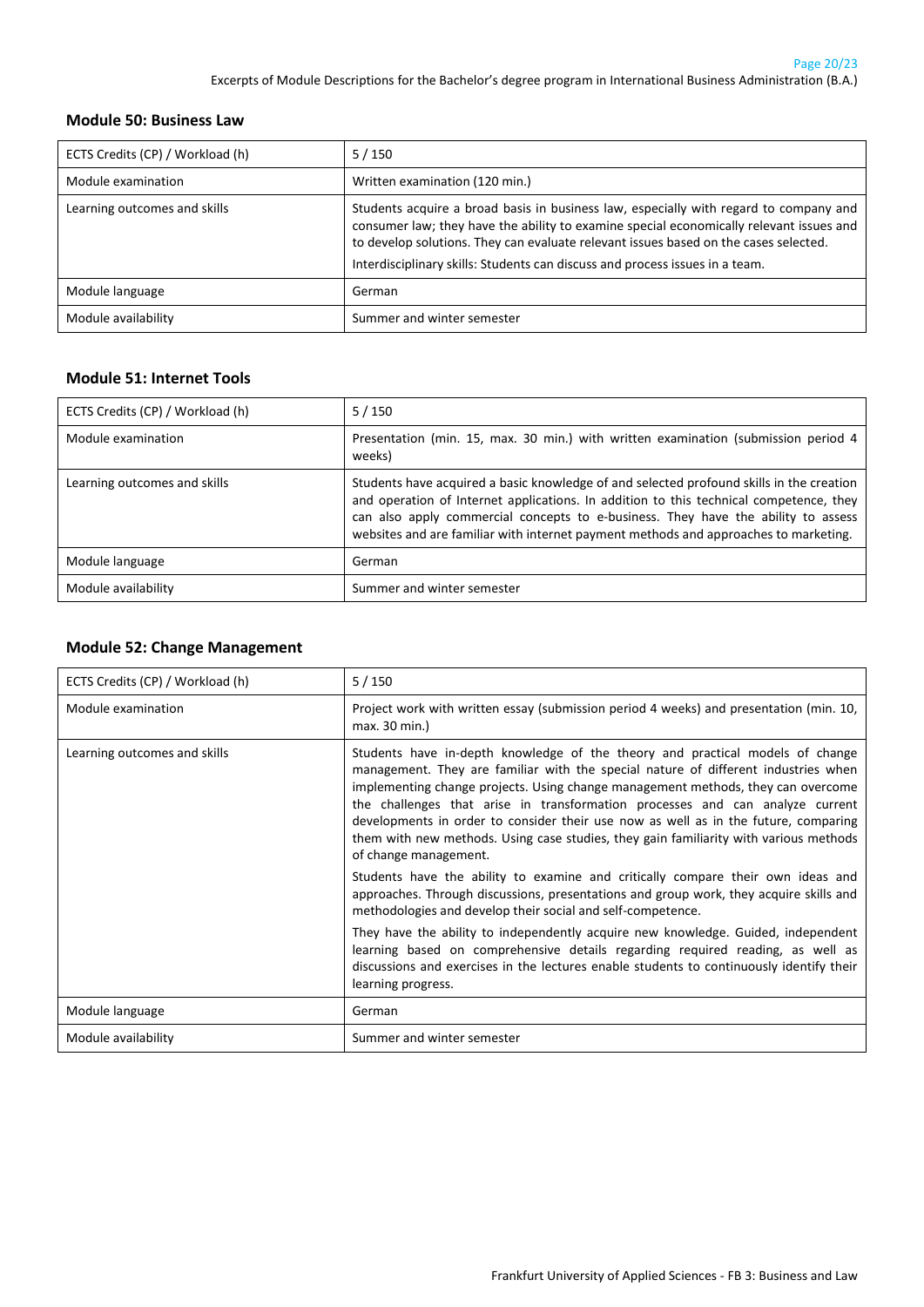### Module 50: Business Law

| ECTS Credits (CP) / Workload (h) | 5 / 150 |
|---|---|
| Module examination | Written examination (120 min.) |
| Learning outcomes and skills | Students acquire a broad basis in business law, especially with regard to company and consumer law; they have the ability to examine special economically relevant issues and to develop solutions. They can evaluate relevant issues based on the cases selected.<br><br>Interdisciplinary skills: Students can discuss and process issues in a team. |
| Module language | German |
| Module availability | Summer and winter semester |

### Module 51: Internet Tools

| ECTS Credits (CP) / Workload (h) | 5 / 150 |
|---|---|
| Module examination | Presentation (min. 15, max. 30 min.) with written examination (submission period 4 weeks) |
| Learning outcomes and skills | Students have acquired a basic knowledge of and selected profound skills in the creation and operation of Internet applications. In addition to this technical competence, they can also apply commercial concepts to e-business. They have the ability to assess websites and are familiar with internet payment methods and approaches to marketing. |
| Module language | German |
| Module availability | Summer and winter semester |

### Module 52: Change Management

| ECTS Credits (CP) / Workload (h) | 5 / 150 |
|---|---|
| Module examination | Project work with written essay (submission period 4 weeks) and presentation (min. 10, max. 30 min.) |
| Learning outcomes and skills | Students have in-depth knowledge of the theory and practical models of change management. They are familiar with the special nature of different industries when implementing change projects. Using change management methods, they can overcome the challenges that arise in transformation processes and can analyze current developments in order to consider their use now as well as in the future, comparing them with new methods. Using case studies, they gain familiarity with various methods of change management.<br><br>Students have the ability to examine and critically compare their own ideas and approaches. Through discussions, presentations and group work, they acquire skills and methodologies and develop their social and self-competence.<br><br>They have the ability to independently acquire new knowledge. Guided, independent learning based on comprehensive details regarding required reading, as well as discussions and exercises in the lectures enable students to continuously identify their learning progress. |
| Module language | German |
| Module availability | Summer and winter semester |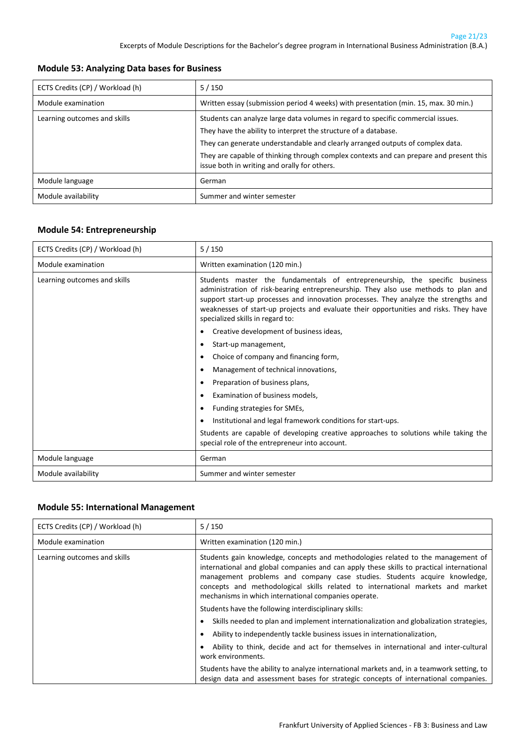## Module 53: Analyzing Data bases for Business

| ECTS Credits (CP) / Workload (h) | 5 / 150 |
|---|---|
| Module examination | Written essay (submission period 4 weeks) with presentation (min. 15, max. 30 min.) |
| Learning outcomes and skills | Students can analyze large data volumes in regard to specific commercial issues.<br>They have the ability to interpret the structure of a database.<br>They can generate understandable and clearly arranged outputs of complex data.<br>They are capable of thinking through complex contexts and can prepare and present this issue both in writing and orally for others. |
| Module language | German |
| Module availability | Summer and winter semester |

## Module 54: Entrepreneurship

| ECTS Credits (CP) / Workload (h) | 5 / 150 |
|---|---|
| Module examination | Written examination (120 min.) |
| Learning outcomes and skills | Students master the fundamentals of entrepreneurship, the specific business administration of risk-bearing entrepreneurship. They also use methods to plan and support start-up processes and innovation processes. They analyze the strengths and weaknesses of start-up projects and evaluate their opportunities and risks. They have specialized skills in regard to:<br>• Creative development of business ideas,<br>• Start-up management,<br>• Choice of company and financing form,<br>• Management of technical innovations,<br>• Preparation of business plans,<br>• Examination of business models,<br>• Funding strategies for SMEs,<br>• Institutional and legal framework conditions for start-ups.<br>Students are capable of developing creative approaches to solutions while taking the special role of the entrepreneur into account. |
| Module language | German |
| Module availability | Summer and winter semester |

## Module 55: International Management

| ECTS Credits (CP) / Workload (h) | 5 / 150 |
|---|---|
| Module examination | Written examination (120 min.) |
| Learning outcomes and skills | Students gain knowledge, concepts and methodologies related to the management of international and global companies and can apply these skills to practical international management problems and company case studies. Students acquire knowledge, concepts and methodological skills related to international markets and market mechanisms in which international companies operate.<br>Students have the following interdisciplinary skills:<br>• Skills needed to plan and implement internationalization and globalization strategies,<br>• Ability to independently tackle business issues in internationalization,<br>• Ability to think, decide and act for themselves in international and inter-cultural work environments.<br>Students have the ability to analyze international markets and, in a teamwork setting, to design data and assessment bases for strategic concepts of international companies. |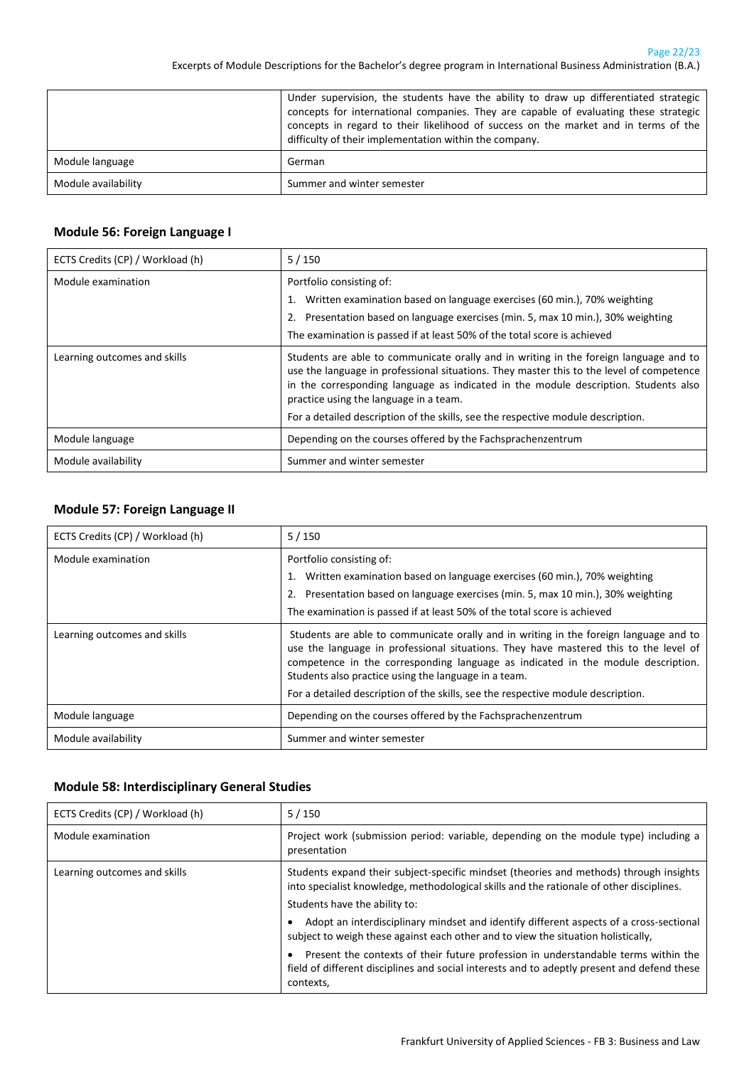| | |
|---|---|
| | Under supervision, the students have the ability to draw up differentiated strategic concepts for international companies. They are capable of evaluating these strategic concepts in regard to their likelihood of success on the market and in terms of the difficulty of their implementation within the company. |
| Module language | German |
| Module availability | Summer and winter semester |

### Module 56: Foreign Language I

| | |
|---|---|
| ECTS Credits (CP) / Workload (h) | 5 / 150 |
| Module examination | Portfolio consisting of:<br>1. Written examination based on language exercises (60 min.), 70% weighting<br>2. Presentation based on language exercises (min. 5, max 10 min.), 30% weighting<br>The examination is passed if at least 50% of the total score is achieved |
| Learning outcomes and skills | Students are able to communicate orally and in writing in the foreign language and to use the language in professional situations. They master this to the level of competence in the corresponding language as indicated in the module description. Students also practice using the language in a team.<br>For a detailed description of the skills, see the respective module description. |
| Module language | Depending on the courses offered by the Fachsprachenzentrum |
| Module availability | Summer and winter semester |

### Module 57: Foreign Language II

| | |
|---|---|
| ECTS Credits (CP) / Workload (h) | 5 / 150 |
| Module examination | Portfolio consisting of:<br>1. Written examination based on language exercises (60 min.), 70% weighting<br>2. Presentation based on language exercises (min. 5, max 10 min.), 30% weighting<br>The examination is passed if at least 50% of the total score is achieved |
| Learning outcomes and skills | Students are able to communicate orally and in writing in the foreign language and to use the language in professional situations. They have mastered this to the level of competence in the corresponding language as indicated in the module description. Students also practice using the language in a team.<br>For a detailed description of the skills, see the respective module description. |
| Module language | Depending on the courses offered by the Fachsprachenzentrum |
| Module availability | Summer and winter semester |

### Module 58: Interdisciplinary General Studies

| | |
|---|---|
| ECTS Credits (CP) / Workload (h) | 5 / 150 |
| Module examination | Project work (submission period: variable, depending on the module type) including a presentation |
| Learning outcomes and skills | Students expand their subject-specific mindset (theories and methods) through insights into specialist knowledge, methodological skills and the rationale of other disciplines.<br>Students have the ability to:<br>• Adopt an interdisciplinary mindset and identify different aspects of a cross-sectional subject to weigh these against each other and to view the situation holistically,<br>• Present the contexts of their future profession in understandable terms within the field of different disciplines and social interests and to adeptly present and defend these contexts, |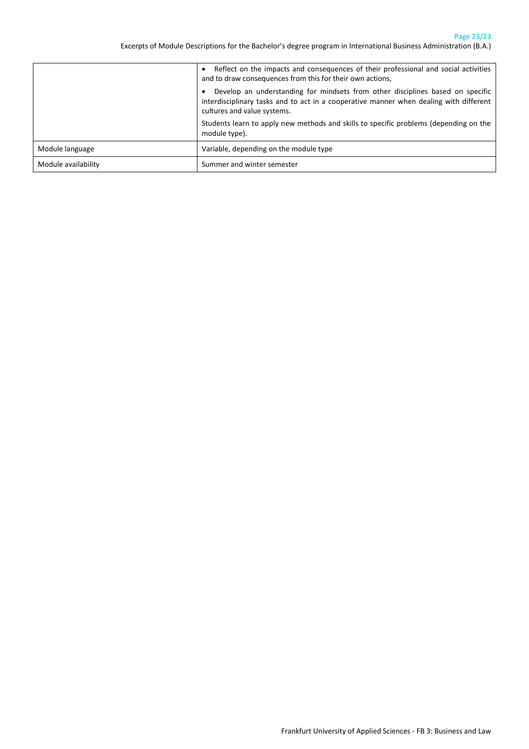| | |
|---|---|
| | • Reflect on the impacts and consequences of their professional and social activities and to draw consequences from this for their own actions,<br>• Develop an understanding for mindsets from other disciplines based on specific interdisciplinary tasks and to act in a cooperative manner when dealing with different cultures and value systems.<br>Students learn to apply new methods and skills to specific problems (depending on the module type). |
| Module language | Variable, depending on the module type |
| Module availability | Summer and winter semester |